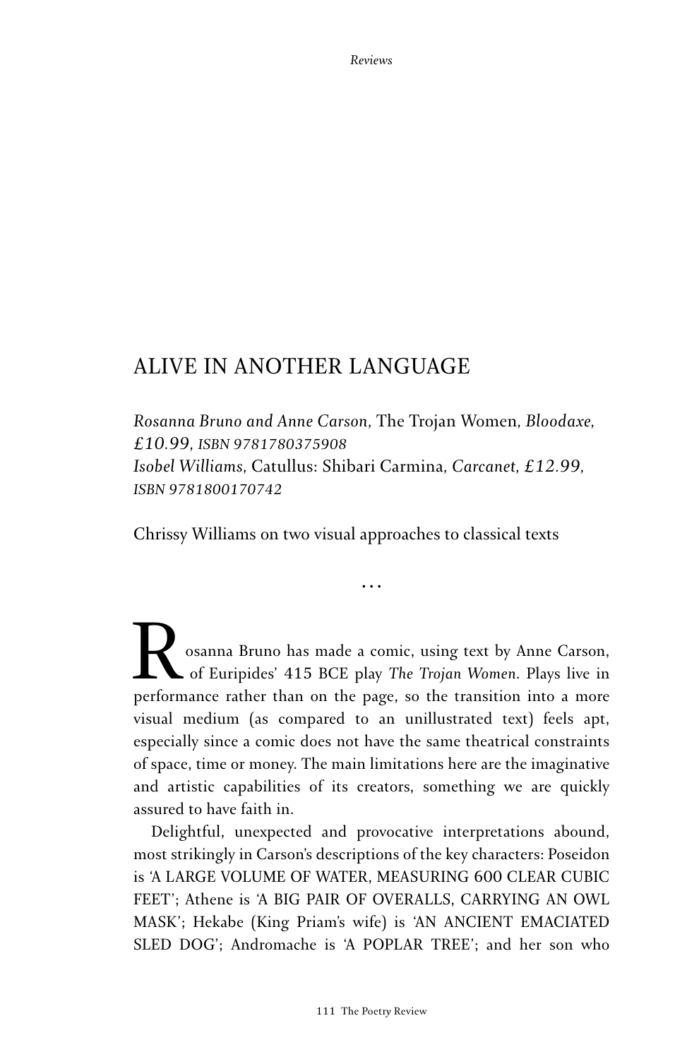# ALIVE IN ANOTHER LANGUAGE

*Rosanna Bruno and Anne Carson,* The Trojan Women*, Bloodaxe, £10.99, ISBN 9781780375908*
*Isobel Williams,* Catullus: Shibari Carmina*, Carcanet, £12.99, ISBN 9781800170742*

Chrissy Williams on two visual approaches to classical texts

…

Rosanna Bruno has made a comic, using text by Anne Carson, of Euripides' 415 BCE play *The Trojan Women*. Plays live in performance rather than on the page, so the transition into a more visual medium (as compared to an unillustrated text) feels apt, especially since a comic does not have the same theatrical constraints of space, time or money. The main limitations here are the imaginative and artistic capabilities of its creators, something we are quickly assured to have faith in.

Delightful, unexpected and provocative interpretations abound, most strikingly in Carson's descriptions of the key characters: Poseidon is 'A LARGE VOLUME OF WATER, MEASURING 600 CLEAR CUBIC FEET'; Athene is 'A BIG PAIR OF OVERALLS, CARRYING AN OWL MASK'; Hekabe (King Priam's wife) is 'AN ANCIENT EMACIATED SLED DOG'; Andromache is 'A POPLAR TREE'; and her son who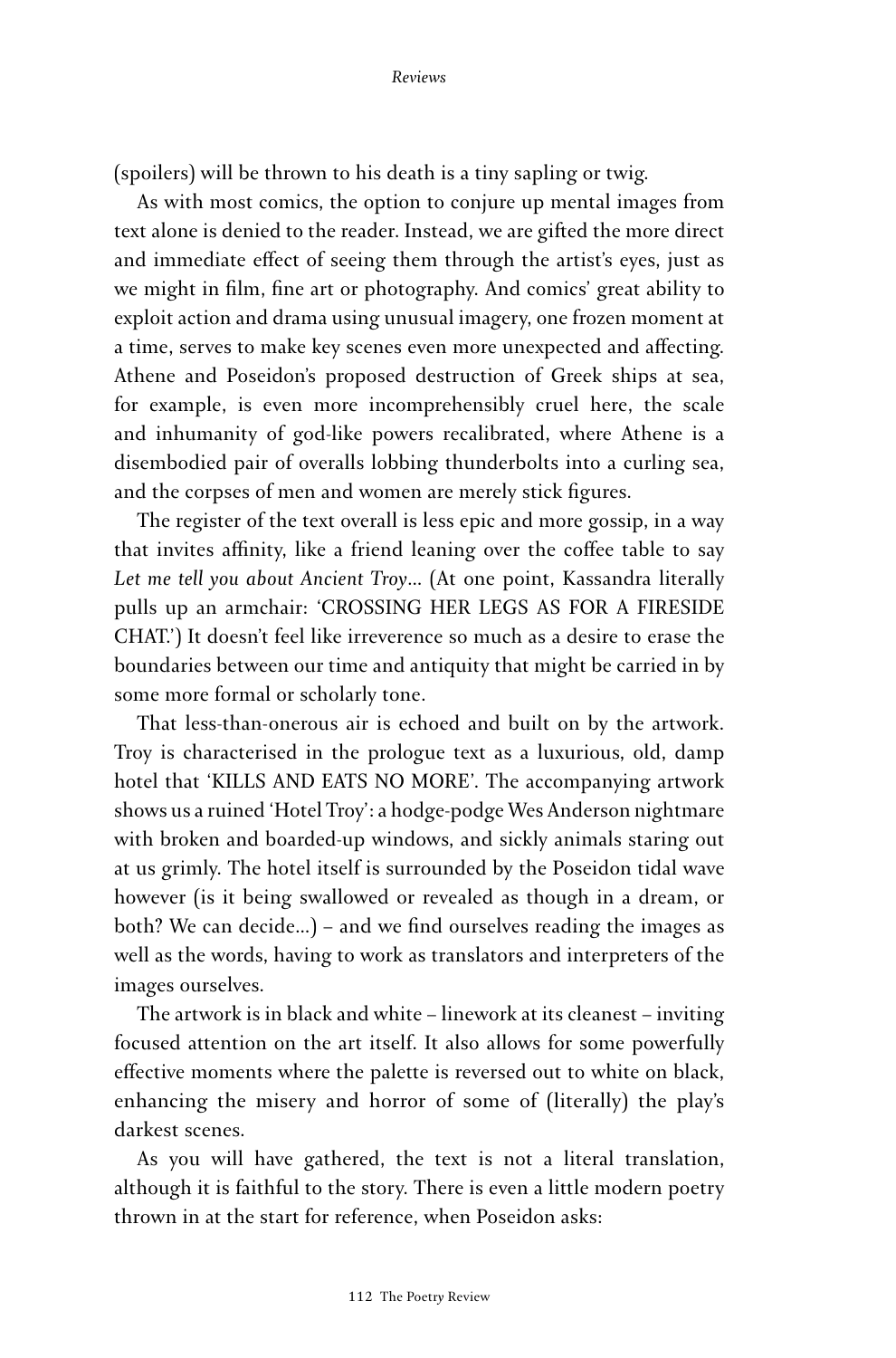(spoilers) will be thrown to his death is a tiny sapling or twig.

As with most comics, the option to conjure up mental images from text alone is denied to the reader. Instead, we are gifted the more direct and immediate effect of seeing them through the artist's eyes, just as we might in film, fine art or photography. And comics' great ability to exploit action and drama using unusual imagery, one frozen moment at a time, serves to make key scenes even more unexpected and affecting. Athene and Poseidon's proposed destruction of Greek ships at sea, for example, is even more incomprehensibly cruel here, the scale and inhumanity of god-like powers recalibrated, where Athene is a disembodied pair of overalls lobbing thunderbolts into a curling sea, and the corpses of men and women are merely stick figures.

The register of the text overall is less epic and more gossip, in a way that invites affinity, like a friend leaning over the coffee table to say *Let me tell you about Ancient Troy...* (At one point, Kassandra literally pulls up an armchair: 'CROSSING HER LEGS AS FOR A FIRESIDE CHAT.') It doesn't feel like irreverence so much as a desire to erase the boundaries between our time and antiquity that might be carried in by some more formal or scholarly tone.

That less-than-onerous air is echoed and built on by the artwork. Troy is characterised in the prologue text as a luxurious, old, damp hotel that 'KILLS AND EATS NO MORE'. The accompanying artwork shows us a ruined 'Hotel Troy': a hodge-podge Wes Anderson nightmare with broken and boarded-up windows, and sickly animals staring out at us grimly. The hotel itself is surrounded by the Poseidon tidal wave however (is it being swallowed or revealed as though in a dream, or both? We can decide...) – and we find ourselves reading the images as well as the words, having to work as translators and interpreters of the images ourselves.

The artwork is in black and white – linework at its cleanest – inviting focused attention on the art itself. It also allows for some powerfully effective moments where the palette is reversed out to white on black, enhancing the misery and horror of some of (literally) the play's darkest scenes.

As you will have gathered, the text is not a literal translation, although it is faithful to the story. There is even a little modern poetry thrown in at the start for reference, when Poseidon asks: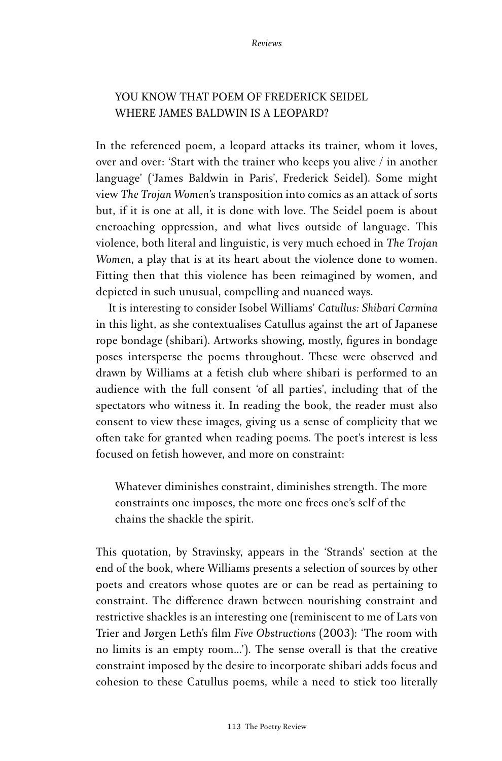> YOU KNOW THAT POEM OF FREDERICK SEIDEL
> WHERE JAMES BALDWIN IS A LEOPARD?

In the referenced poem, a leopard attacks its trainer, whom it loves, over and over: 'Start with the trainer who keeps you alive / in another language' ('James Baldwin in Paris', Frederick Seidel). Some might view *The Trojan Women*'s transposition into comics as an attack of sorts but, if it is one at all, it is done with love. The Seidel poem is about encroaching oppression, and what lives outside of language. This violence, both literal and linguistic, is very much echoed in *The Trojan Women*, a play that is at its heart about the violence done to women. Fitting then that this violence has been reimagined by women, and depicted in such unusual, compelling and nuanced ways.

It is interesting to consider Isobel Williams' *Catullus: Shibari Carmina* in this light, as she contextualises Catullus against the art of Japanese rope bondage (shibari). Artworks showing, mostly, figures in bondage poses intersperse the poems throughout. These were observed and drawn by Williams at a fetish club where shibari is performed to an audience with the full consent 'of all parties', including that of the spectators who witness it. In reading the book, the reader must also consent to view these images, giving us a sense of complicity that we often take for granted when reading poems. The poet's interest is less focused on fetish however, and more on constraint:

> Whatever diminishes constraint, diminishes strength. The more constraints one imposes, the more one frees one's self of the chains the shackle the spirit.

This quotation, by Stravinsky, appears in the 'Strands' section at the end of the book, where Williams presents a selection of sources by other poets and creators whose quotes are or can be read as pertaining to constraint. The difference drawn between nourishing constraint and restrictive shackles is an interesting one (reminiscent to me of Lars von Trier and Jørgen Leth's film *Five Obstructions* (2003): 'The room with no limits is an empty room...'). The sense overall is that the creative constraint imposed by the desire to incorporate shibari adds focus and cohesion to these Catullus poems, while a need to stick too literally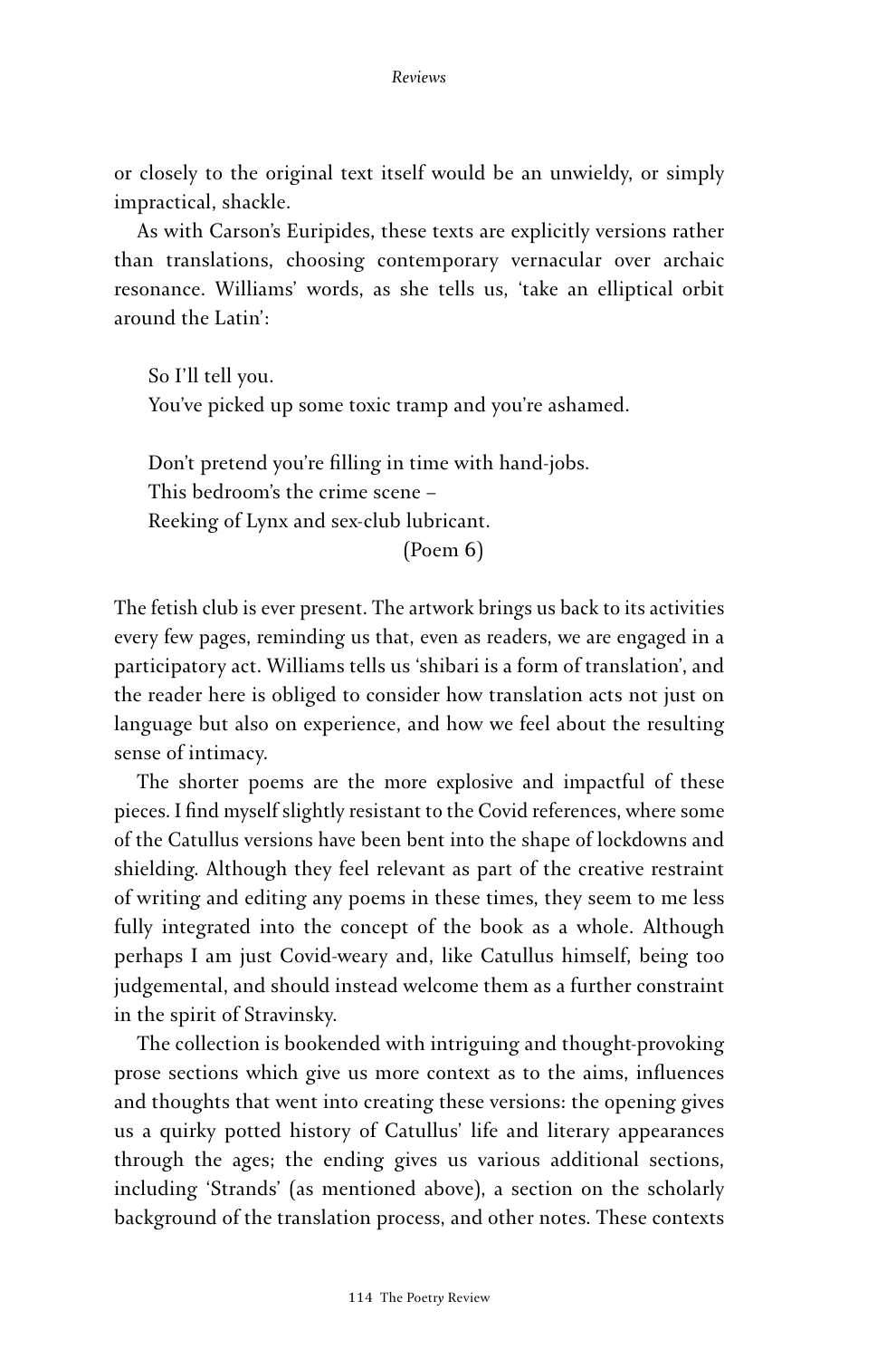or closely to the original text itself would be an unwieldy, or simply impractical, shackle.

As with Carson's Euripides, these texts are explicitly versions rather than translations, choosing contemporary vernacular over archaic resonance. Williams' words, as she tells us, 'take an elliptical orbit around the Latin':

> So I'll tell you.
> You've picked up some toxic tramp and you're ashamed.
>
> Don't pretend you're filling in time with hand-jobs.
> This bedroom's the crime scene –
> Reeking of Lynx and sex-club lubricant.
>
> (Poem 6)

The fetish club is ever present. The artwork brings us back to its activities every few pages, reminding us that, even as readers, we are engaged in a participatory act. Williams tells us 'shibari is a form of translation', and the reader here is obliged to consider how translation acts not just on language but also on experience, and how we feel about the resulting sense of intimacy.

The shorter poems are the more explosive and impactful of these pieces. I find myself slightly resistant to the Covid references, where some of the Catullus versions have been bent into the shape of lockdowns and shielding. Although they feel relevant as part of the creative restraint of writing and editing any poems in these times, they seem to me less fully integrated into the concept of the book as a whole. Although perhaps I am just Covid-weary and, like Catullus himself, being too judgemental, and should instead welcome them as a further constraint in the spirit of Stravinsky.

The collection is bookended with intriguing and thought-provoking prose sections which give us more context as to the aims, influences and thoughts that went into creating these versions: the opening gives us a quirky potted history of Catullus' life and literary appearances through the ages; the ending gives us various additional sections, including 'Strands' (as mentioned above), a section on the scholarly background of the translation process, and other notes. These contexts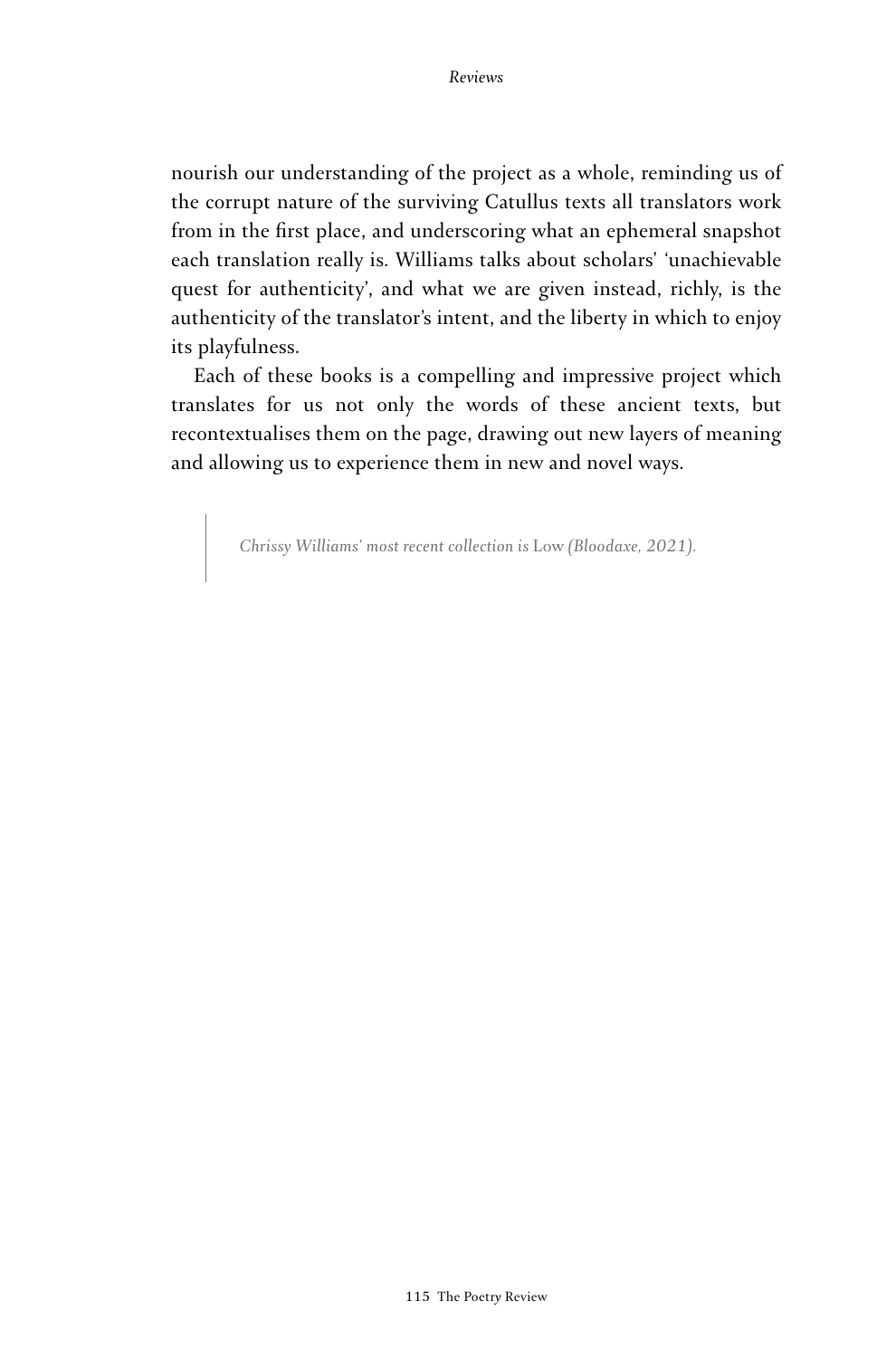nourish our understanding of the project as a whole, reminding us of the corrupt nature of the surviving Catullus texts all translators work from in the first place, and underscoring what an ephemeral snapshot each translation really is. Williams talks about scholars' 'unachievable quest for authenticity', and what we are given instead, richly, is the authenticity of the translator's intent, and the liberty in which to enjoy its playfulness.

Each of these books is a compelling and impressive project which translates for us not only the words of these ancient texts, but recontextualises them on the page, drawing out new layers of meaning and allowing us to experience them in new and novel ways.

> *Chrissy Williams' most recent collection is* Low *(Bloodaxe, 2021).*